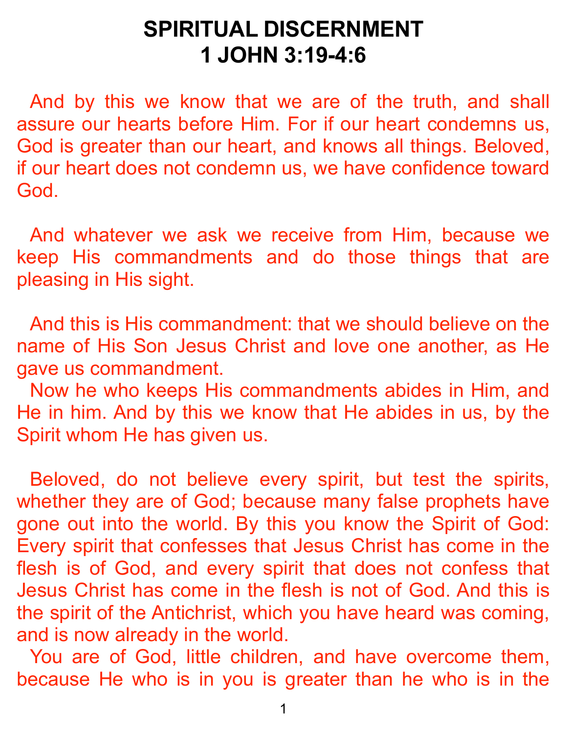# SPIRITUAL DISCERNMENT
# 1 JOHN 3:19-4:6

And by this we know that we are of the truth, and shall assure our hearts before Him. For if our heart condemns us, God is greater than our heart, and knows all things. Beloved, if our heart does not condemn us, we have confidence toward God.

And whatever we ask we receive from Him, because we keep His commandments and do those things that are pleasing in His sight.

And this is His commandment: that we should believe on the name of His Son Jesus Christ and love one another, as He gave us commandment.

Now he who keeps His commandments abides in Him, and He in him. And by this we know that He abides in us, by the Spirit whom He has given us.

Beloved, do not believe every spirit, but test the spirits, whether they are of God; because many false prophets have gone out into the world. By this you know the Spirit of God: Every spirit that confesses that Jesus Christ has come in the flesh is of God, and every spirit that does not confess that Jesus Christ has come in the flesh is not of God. And this is the spirit of the Antichrist, which you have heard was coming, and is now already in the world.

You are of God, little children, and have overcome them, because He who is in you is greater than he who is in the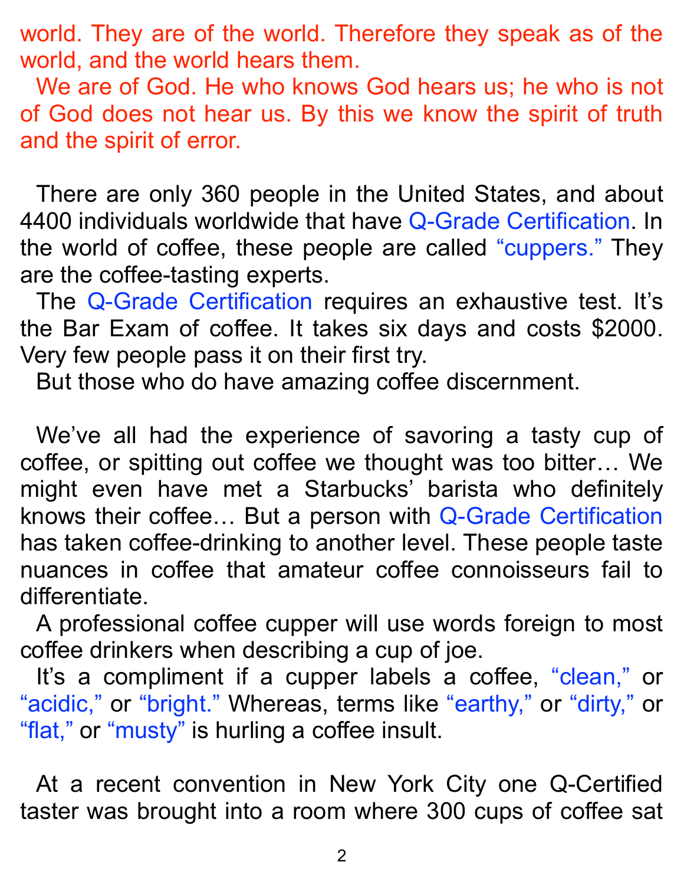world. They are of the world. Therefore they speak as of the world, and the world hears them.

We are of God. He who knows God hears us; he who is not of God does not hear us. By this we know the spirit of truth and the spirit of error.

There are only 360 people in the United States, and about 4400 individuals worldwide that have Q-Grade Certification. In the world of coffee, these people are called "cuppers." They are the coffee-tasting experts.

The Q-Grade Certification requires an exhaustive test. It's the Bar Exam of coffee. It takes six days and costs $2000. Very few people pass it on their first try.

But those who do have amazing coffee discernment.

We've all had the experience of savoring a tasty cup of coffee, or spitting out coffee we thought was too bitter… We might even have met a Starbucks' barista who definitely knows their coffee… But a person with Q-Grade Certification has taken coffee-drinking to another level. These people taste nuances in coffee that amateur coffee connoisseurs fail to differentiate.

A professional coffee cupper will use words foreign to most coffee drinkers when describing a cup of joe.

It's a compliment if a cupper labels a coffee, "clean," or "acidic," or "bright." Whereas, terms like "earthy," or "dirty," or "flat," or "musty" is hurling a coffee insult.

At a recent convention in New York City one Q-Certified taster was brought into a room where 300 cups of coffee sat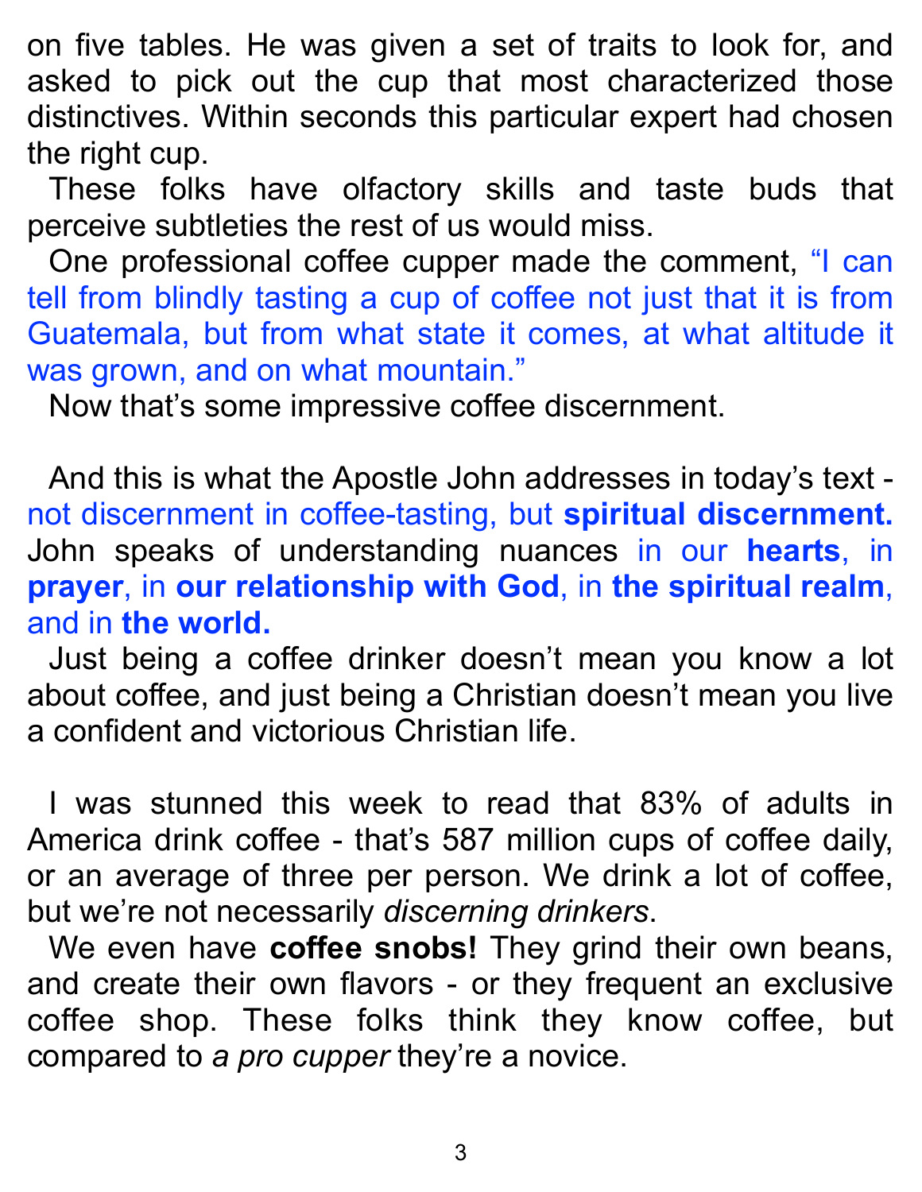on five tables. He was given a set of traits to look for, and asked to pick out the cup that most characterized those distinctives. Within seconds this particular expert had chosen the right cup.

These folks have olfactory skills and taste buds that perceive subtleties the rest of us would miss.

One professional coffee cupper made the comment, "I can tell from blindly tasting a cup of coffee not just that it is from Guatemala, but from what state it comes, at what altitude it was grown, and on what mountain."

Now that's some impressive coffee discernment.

And this is what the Apostle John addresses in today's text - not discernment in coffee-tasting, but **spiritual discernment.** John speaks of understanding nuances in our **hearts**, in **prayer**, in **our relationship with God**, in **the spiritual realm**, and in **the world.**

Just being a coffee drinker doesn't mean you know a lot about coffee, and just being a Christian doesn't mean you live a confident and victorious Christian life.

I was stunned this week to read that 83% of adults in America drink coffee - that's 587 million cups of coffee daily, or an average of three per person. We drink a lot of coffee, but we're not necessarily *discerning drinkers*.

We even have **coffee snobs!** They grind their own beans, and create their own flavors - or they frequent an exclusive coffee shop. These folks think they know coffee, but compared to *a pro cupper* they're a novice.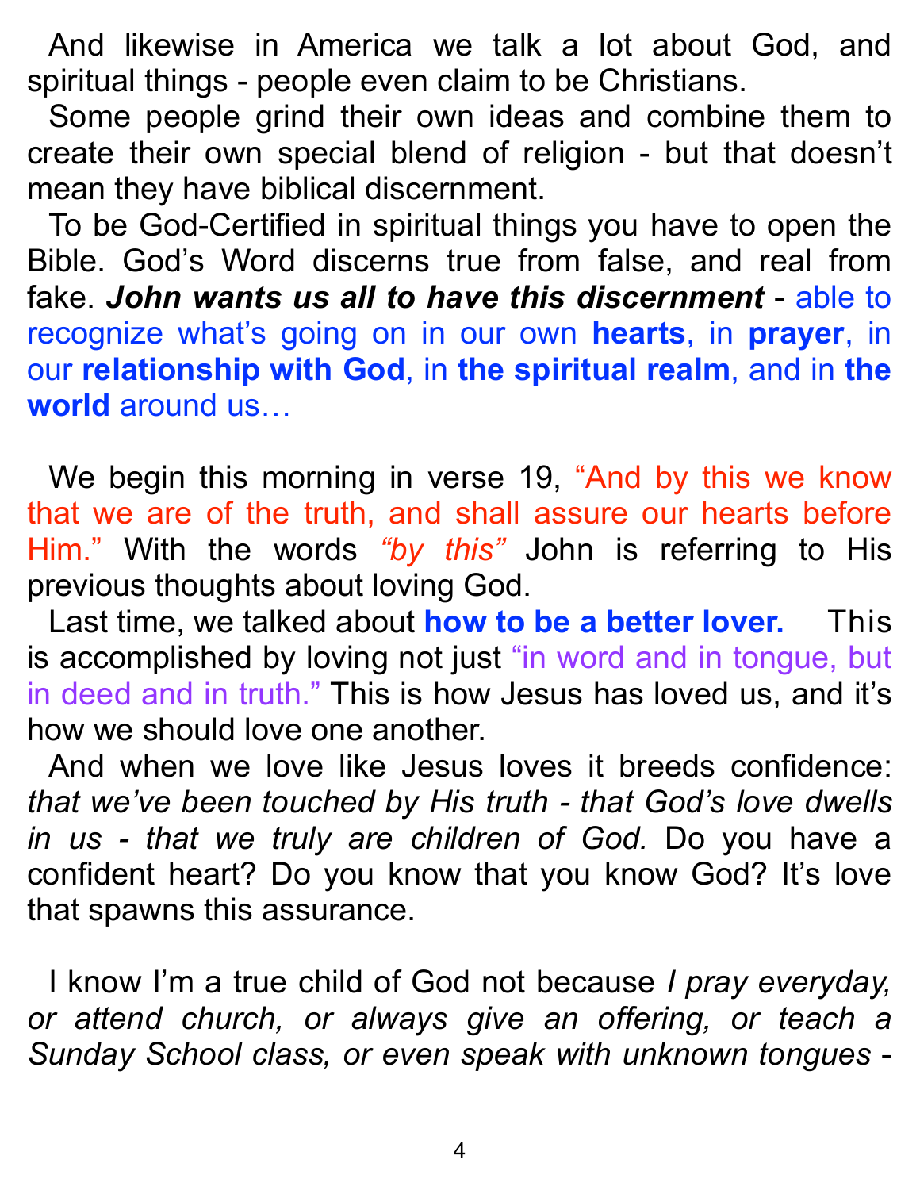And likewise in America we talk a lot about God, and spiritual things - people even claim to be Christians.

Some people grind their own ideas and combine them to create their own special blend of religion - but that doesn't mean they have biblical discernment.

To be God-Certified in spiritual things you have to open the Bible. God's Word discerns true from false, and real from fake. ***John wants us all to have this discernment*** - able to recognize what's going on in our own **hearts**, in **prayer**, in our **relationship with God**, in **the spiritual realm**, and in **the world** around us…

We begin this morning in verse 19, "And by this we know that we are of the truth, and shall assure our hearts before Him." With the words *"by this"* John is referring to His previous thoughts about loving God.

Last time, we talked about **how to be a better lover.** This is accomplished by loving not just "in word and in tongue, but in deed and in truth." This is how Jesus has loved us, and it's how we should love one another.

And when we love like Jesus loves it breeds confidence: *that we've been touched by His truth - that God's love dwells in us - that we truly are children of God.* Do you have a confident heart? Do you know that you know God? It's love that spawns this assurance.

I know I'm a true child of God not because *I pray everyday, or attend church, or always give an offering, or teach a Sunday School class, or even speak with unknown tongues* -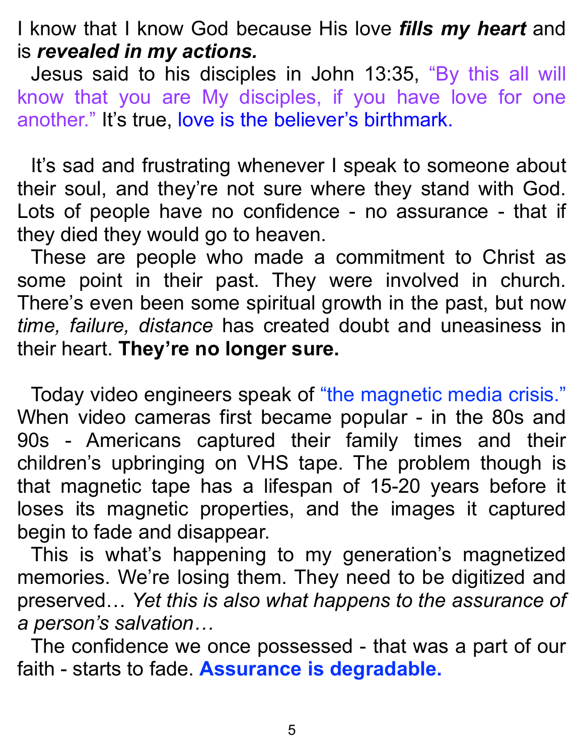I know that I know God because His love ***fills my heart*** and is ***revealed in my actions.***

Jesus said to his disciples in John 13:35, "By this all will know that you are My disciples, if you have love for one another." It's true, love is the believer's birthmark.

It's sad and frustrating whenever I speak to someone about their soul, and they're not sure where they stand with God. Lots of people have no confidence - no assurance - that if they died they would go to heaven.

These are people who made a commitment to Christ as some point in their past. They were involved in church. There's even been some spiritual growth in the past, but now *time, failure, distance* has created doubt and uneasiness in their heart. **They're no longer sure.**

Today video engineers speak of "the magnetic media crisis." When video cameras first became popular - in the 80s and 90s - Americans captured their family times and their children's upbringing on VHS tape. The problem though is that magnetic tape has a lifespan of 15-20 years before it loses its magnetic properties, and the images it captured begin to fade and disappear.

This is what's happening to my generation's magnetized memories. We're losing them. They need to be digitized and preserved… *Yet this is also what happens to the assurance of a person's salvation…*

The confidence we once possessed - that was a part of our faith - starts to fade. **Assurance is degradable.**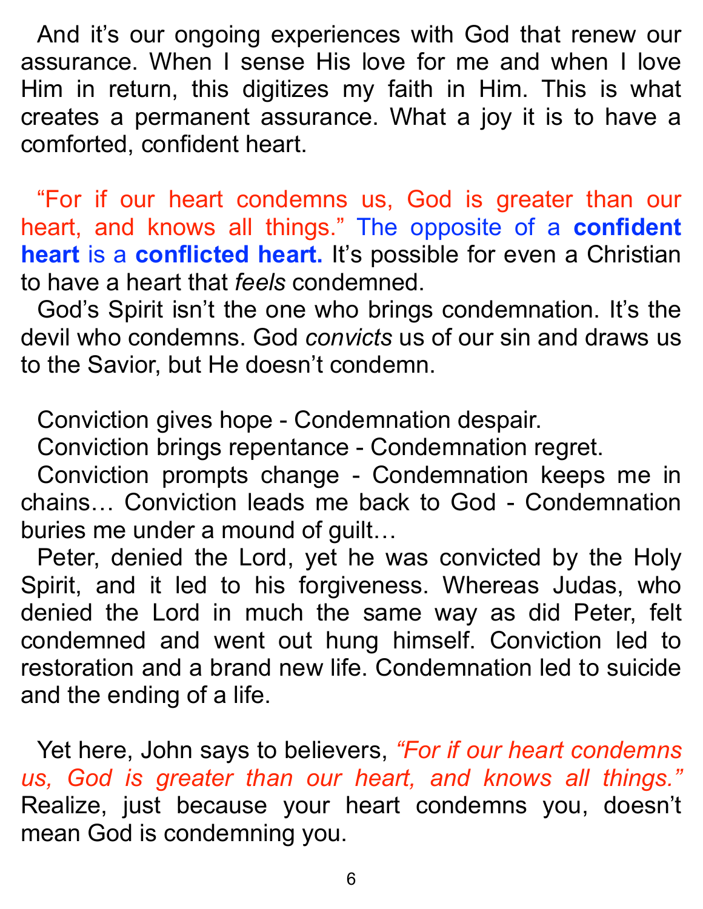And it's our ongoing experiences with God that renew our assurance. When I sense His love for me and when I love Him in return, this digitizes my faith in Him. This is what creates a permanent assurance. What a joy it is to have a comforted, confident heart.

"For if our heart condemns us, God is greater than our heart, and knows all things." The opposite of a **confident heart** is a **conflicted heart.** It's possible for even a Christian to have a heart that *feels* condemned.

God's Spirit isn't the one who brings condemnation. It's the devil who condemns. God *convicts* us of our sin and draws us to the Savior, but He doesn't condemn.

Conviction gives hope - Condemnation despair.
Conviction brings repentance - Condemnation regret.
Conviction prompts change - Condemnation keeps me in chains… Conviction leads me back to God - Condemnation buries me under a mound of guilt…

Peter, denied the Lord, yet he was convicted by the Holy Spirit, and it led to his forgiveness. Whereas Judas, who denied the Lord in much the same way as did Peter, felt condemned and went out hung himself. Conviction led to restoration and a brand new life. Condemnation led to suicide and the ending of a life.

Yet here, John says to believers, *"For if our heart condemns us, God is greater than our heart, and knows all things."* Realize, just because your heart condemns you, doesn't mean God is condemning you.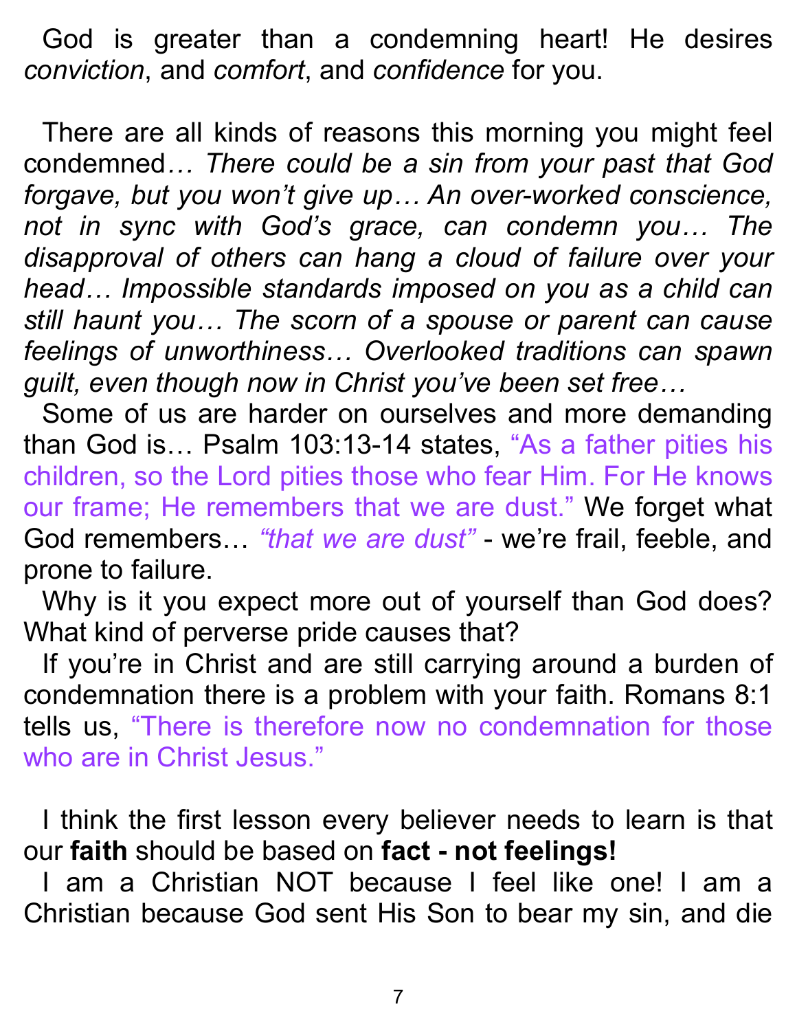God is greater than a condemning heart! He desires *conviction*, and *comfort*, and *confidence* for you.

There are all kinds of reasons this morning you might feel condemned*… There could be a sin from your past that God forgave, but you won't give up… An over-worked conscience, not in sync with God's grace, can condemn you… The disapproval of others can hang a cloud of failure over your head… Impossible standards imposed on you as a child can still haunt you… The scorn of a spouse or parent can cause feelings of unworthiness… Overlooked traditions can spawn guilt, even though now in Christ you've been set free…*

Some of us are harder on ourselves and more demanding than God is… Psalm 103:13-14 states, "As a father pities his children, so the Lord pities those who fear Him. For He knows our frame; He remembers that we are dust." We forget what God remembers… *"that we are dust"* - we're frail, feeble, and prone to failure.

Why is it you expect more out of yourself than God does? What kind of perverse pride causes that?

If you're in Christ and are still carrying around a burden of condemnation there is a problem with your faith. Romans 8:1 tells us, "There is therefore now no condemnation for those who are in Christ Jesus."

I think the first lesson every believer needs to learn is that our **faith** should be based on **fact - not feelings!**

I am a Christian NOT because I feel like one! I am a Christian because God sent His Son to bear my sin, and die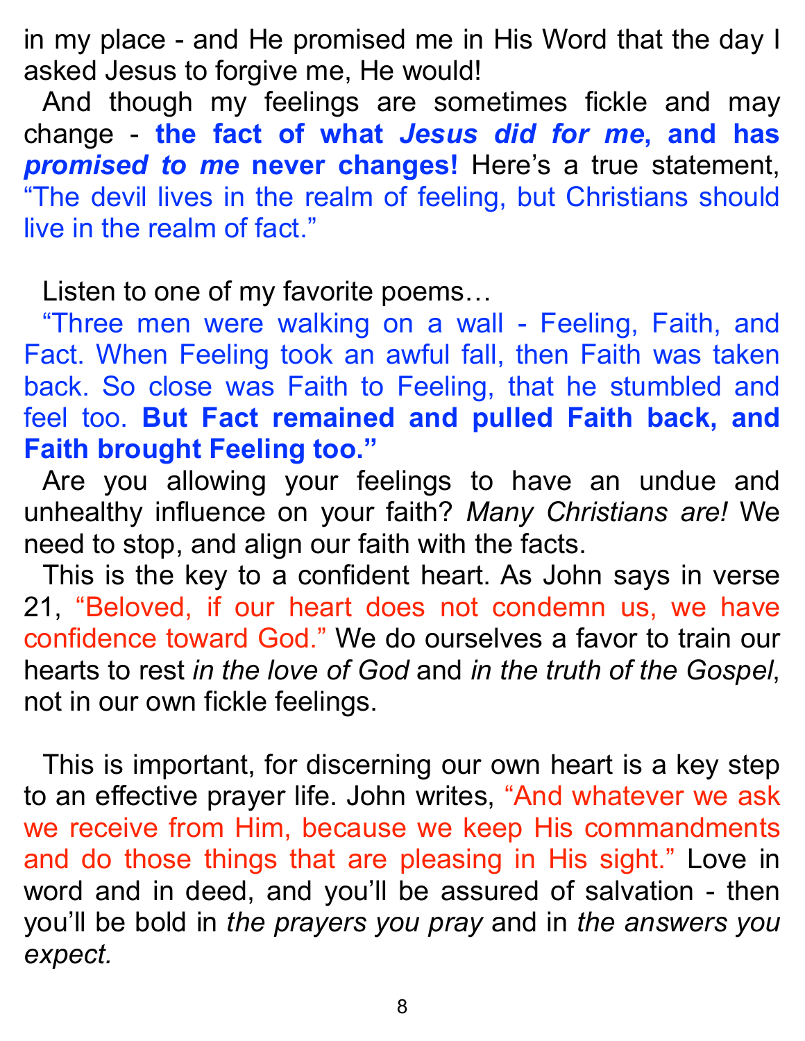in my place - and He promised me in His Word that the day I asked Jesus to forgive me, He would!

And though my feelings are sometimes fickle and may change - **the fact of what *Jesus did for me*, and has *promised to me* never changes!** Here's a true statement, "The devil lives in the realm of feeling, but Christians should live in the realm of fact."

Listen to one of my favorite poems…

"Three men were walking on a wall - Feeling, Faith, and Fact. When Feeling took an awful fall, then Faith was taken back. So close was Faith to Feeling, that he stumbled and feel too. **But Fact remained and pulled Faith back, and Faith brought Feeling too."**

Are you allowing your feelings to have an undue and unhealthy influence on your faith? *Many Christians are!* We need to stop, and align our faith with the facts.

This is the key to a confident heart. As John says in verse 21, "Beloved, if our heart does not condemn us, we have confidence toward God." We do ourselves a favor to train our hearts to rest *in the love of God* and *in the truth of the Gospel*, not in our own fickle feelings.

This is important, for discerning our own heart is a key step to an effective prayer life. John writes, "And whatever we ask we receive from Him, because we keep His commandments and do those things that are pleasing in His sight." Love in word and in deed, and you'll be assured of salvation - then you'll be bold in *the prayers you pray* and in *the answers you expect.*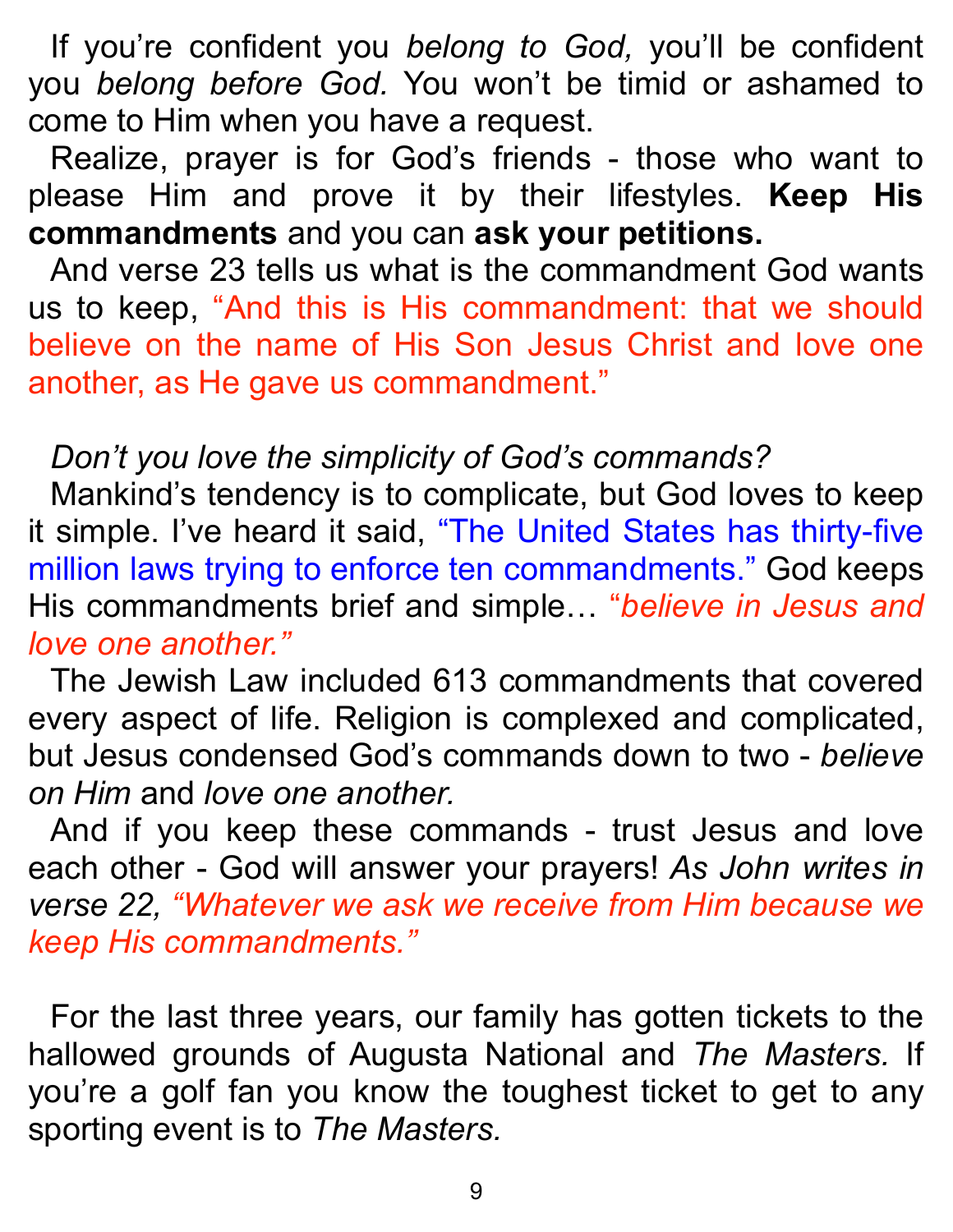If you're confident you *belong to God,* you'll be confident you *belong before God.* You won't be timid or ashamed to come to Him when you have a request.

Realize, prayer is for God's friends - those who want to please Him and prove it by their lifestyles. **Keep His commandments** and you can **ask your petitions.**

And verse 23 tells us what is the commandment God wants us to keep, "And this is His commandment: that we should believe on the name of His Son Jesus Christ and love one another, as He gave us commandment."

*Don't you love the simplicity of God's commands?*

Mankind's tendency is to complicate, but God loves to keep it simple. I've heard it said, "The United States has thirty-five million laws trying to enforce ten commandments." God keeps His commandments brief and simple… "*believe in Jesus and love one another."*

The Jewish Law included 613 commandments that covered every aspect of life. Religion is complexed and complicated, but Jesus condensed God's commands down to two - *believe on Him* and *love one another.*

And if you keep these commands - trust Jesus and love each other - God will answer your prayers! *As John writes in verse 22, "Whatever we ask we receive from Him because we keep His commandments."*

For the last three years, our family has gotten tickets to the hallowed grounds of Augusta National and *The Masters.* If you're a golf fan you know the toughest ticket to get to any sporting event is to *The Masters.*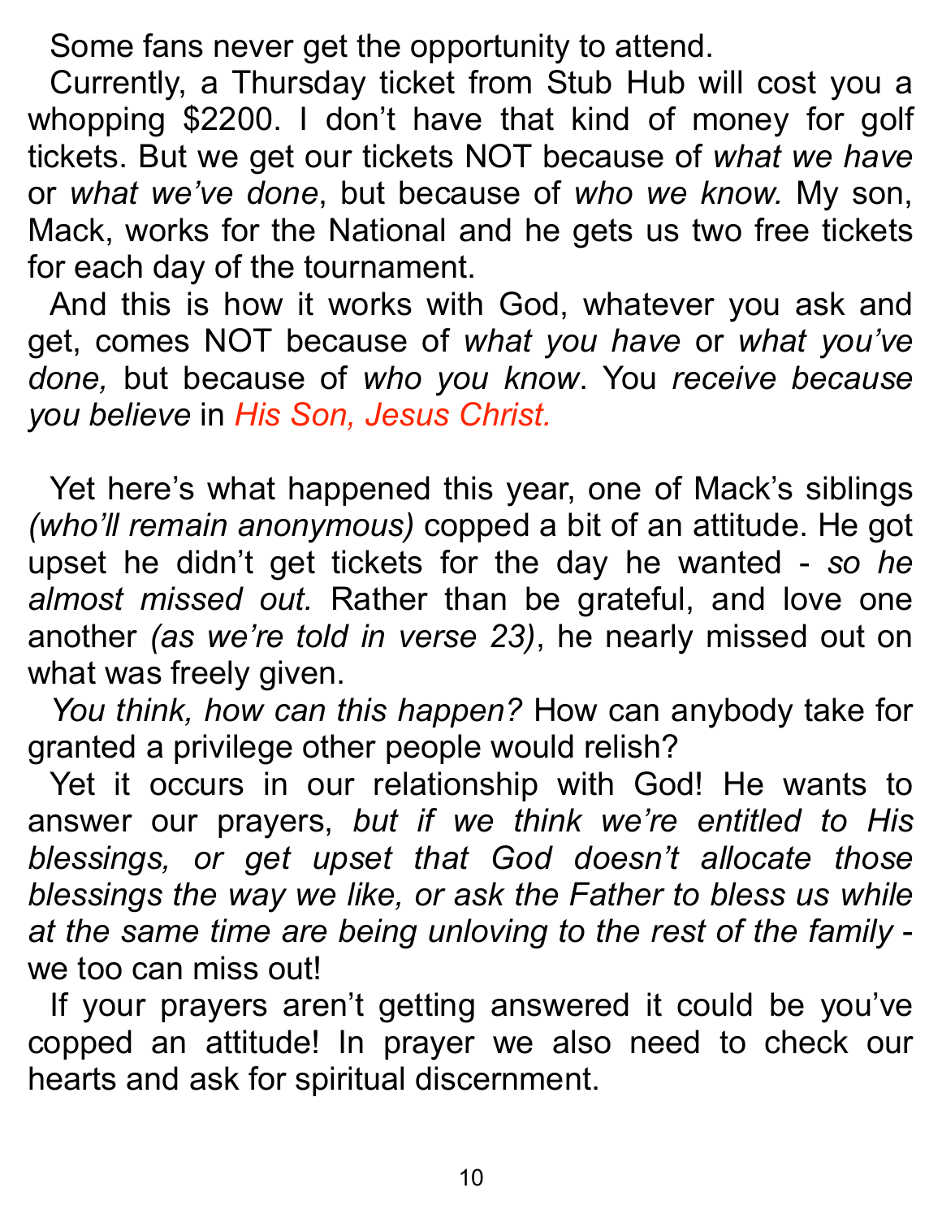Some fans never get the opportunity to attend.

Currently, a Thursday ticket from Stub Hub will cost you a whopping $2200. I don't have that kind of money for golf tickets. But we get our tickets NOT because of *what we have* or *what we've done*, but because of *who we know.* My son, Mack, works for the National and he gets us two free tickets for each day of the tournament.

And this is how it works with God, whatever you ask and get, comes NOT because of *what you have* or *what you've done,* but because of *who you know*. You *receive because you believe* in *His Son, Jesus Christ.*

Yet here's what happened this year, one of Mack's siblings *(who'll remain anonymous)* copped a bit of an attitude. He got upset he didn't get tickets for the day he wanted - *so he almost missed out.* Rather than be grateful, and love one another *(as we're told in verse 23)*, he nearly missed out on what was freely given.

*You think, how can this happen?* How can anybody take for granted a privilege other people would relish?

Yet it occurs in our relationship with God! He wants to answer our prayers, *but if we think we're entitled to His blessings, or get upset that God doesn't allocate those blessings the way we like, or ask the Father to bless us while at the same time are being unloving to the rest of the family* - we too can miss out!

If your prayers aren't getting answered it could be you've copped an attitude! In prayer we also need to check our hearts and ask for spiritual discernment.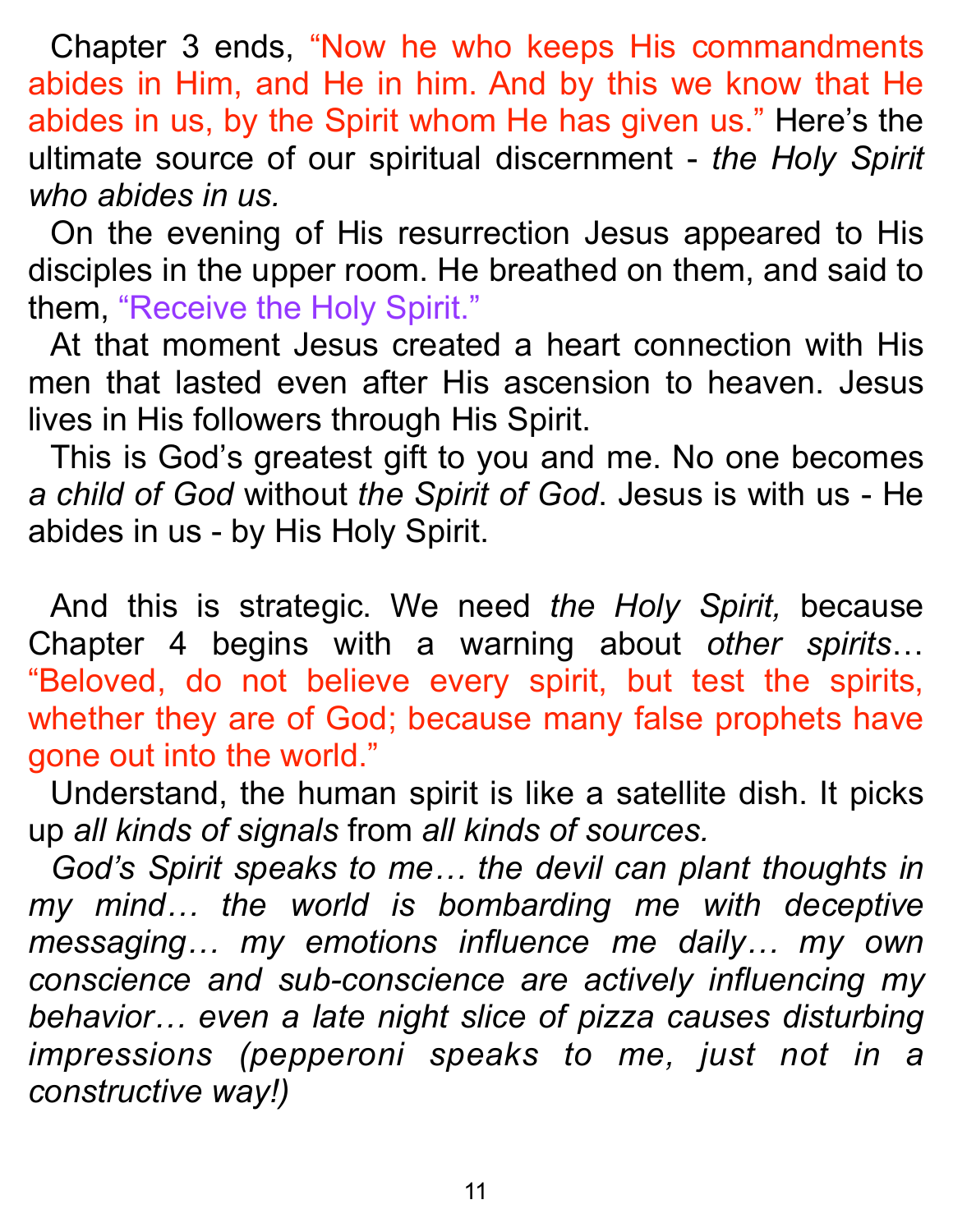Chapter 3 ends, "Now he who keeps His commandments abides in Him, and He in him. And by this we know that He abides in us, by the Spirit whom He has given us." Here's the ultimate source of our spiritual discernment - *the Holy Spirit who abides in us.*

On the evening of His resurrection Jesus appeared to His disciples in the upper room. He breathed on them, and said to them, "Receive the Holy Spirit."

At that moment Jesus created a heart connection with His men that lasted even after His ascension to heaven. Jesus lives in His followers through His Spirit.

This is God's greatest gift to you and me. No one becomes *a child of God* without *the Spirit of God*. Jesus is with us - He abides in us - by His Holy Spirit.

And this is strategic. We need *the Holy Spirit,* because Chapter 4 begins with a warning about *other spirits*… "Beloved, do not believe every spirit, but test the spirits, whether they are of God; because many false prophets have gone out into the world."

Understand, the human spirit is like a satellite dish. It picks up *all kinds of signals* from *all kinds of sources.*

*God's Spirit speaks to me… the devil can plant thoughts in my mind… the world is bombarding me with deceptive messaging… my emotions influence me daily… my own conscience and sub-conscience are actively influencing my behavior… even a late night slice of pizza causes disturbing impressions (pepperoni speaks to me, just not in a constructive way!)*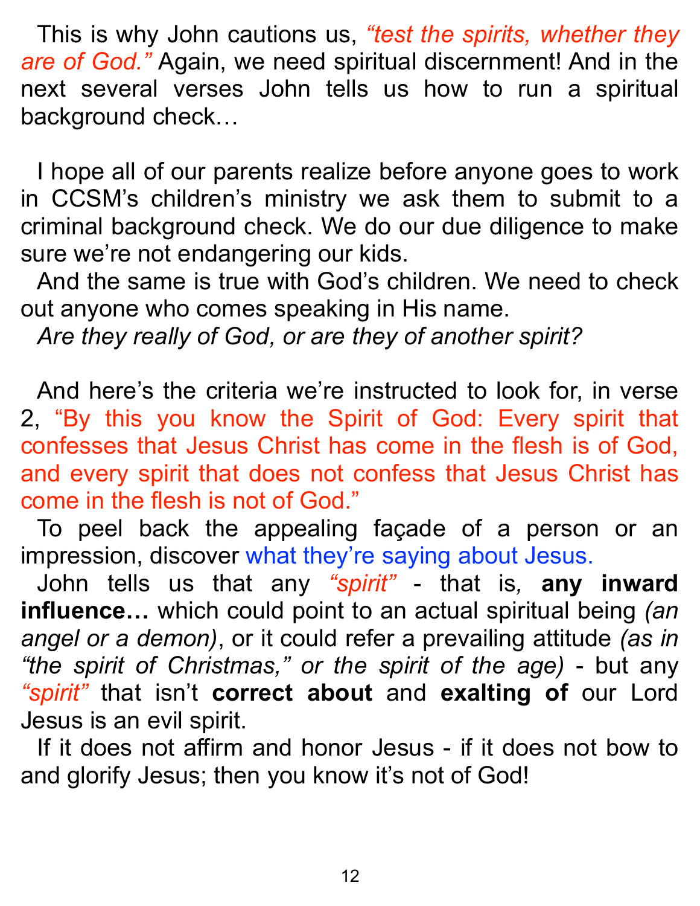This is why John cautions us, *"test the spirits, whether they are of God."* Again, we need spiritual discernment! And in the next several verses John tells us how to run a spiritual background check…

I hope all of our parents realize before anyone goes to work in CCSM's children's ministry we ask them to submit to a criminal background check. We do our due diligence to make sure we're not endangering our kids.

And the same is true with God's children. We need to check out anyone who comes speaking in His name.

*Are they really of God, or are they of another spirit?*

And here's the criteria we're instructed to look for, in verse 2, "By this you know the Spirit of God: Every spirit that confesses that Jesus Christ has come in the flesh is of God, and every spirit that does not confess that Jesus Christ has come in the flesh is not of God."

To peel back the appealing façade of a person or an impression, discover what they're saying about Jesus.

John tells us that any *"spirit"* - that is*,* **any inward influence…** which could point to an actual spiritual being *(an angel or a demon)*, or it could refer a prevailing attitude *(as in "the spirit of Christmas," or the spirit of the age)* - but any *"spirit"* that isn't **correct about** and **exalting of** our Lord Jesus is an evil spirit.

If it does not affirm and honor Jesus - if it does not bow to and glorify Jesus; then you know it's not of God!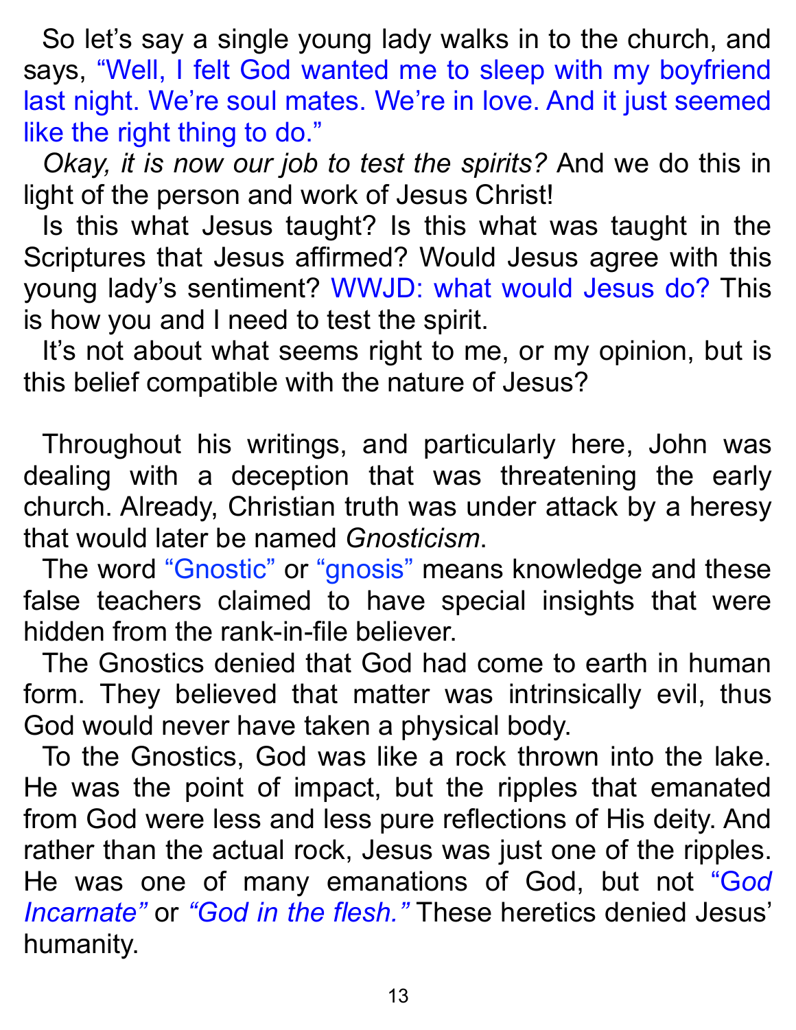So let's say a single young lady walks in to the church, and says, "Well, I felt God wanted me to sleep with my boyfriend last night. We're soul mates. We're in love. And it just seemed like the right thing to do."

*Okay, it is now our job to test the spirits?* And we do this in light of the person and work of Jesus Christ!

Is this what Jesus taught? Is this what was taught in the Scriptures that Jesus affirmed? Would Jesus agree with this young lady's sentiment? WWJD: what would Jesus do? This is how you and I need to test the spirit.

It's not about what seems right to me, or my opinion, but is this belief compatible with the nature of Jesus?

Throughout his writings, and particularly here, John was dealing with a deception that was threatening the early church. Already, Christian truth was under attack by a heresy that would later be named *Gnosticism*.

The word "Gnostic" or "gnosis" means knowledge and these false teachers claimed to have special insights that were hidden from the rank-in-file believer.

The Gnostics denied that God had come to earth in human form. They believed that matter was intrinsically evil, thus God would never have taken a physical body.

To the Gnostics, God was like a rock thrown into the lake. He was the point of impact, but the ripples that emanated from God were less and less pure reflections of His deity. And rather than the actual rock, Jesus was just one of the ripples. He was one of many emanations of God, but not "*God Incarnate*" or *"God in the flesh."* These heretics denied Jesus' humanity.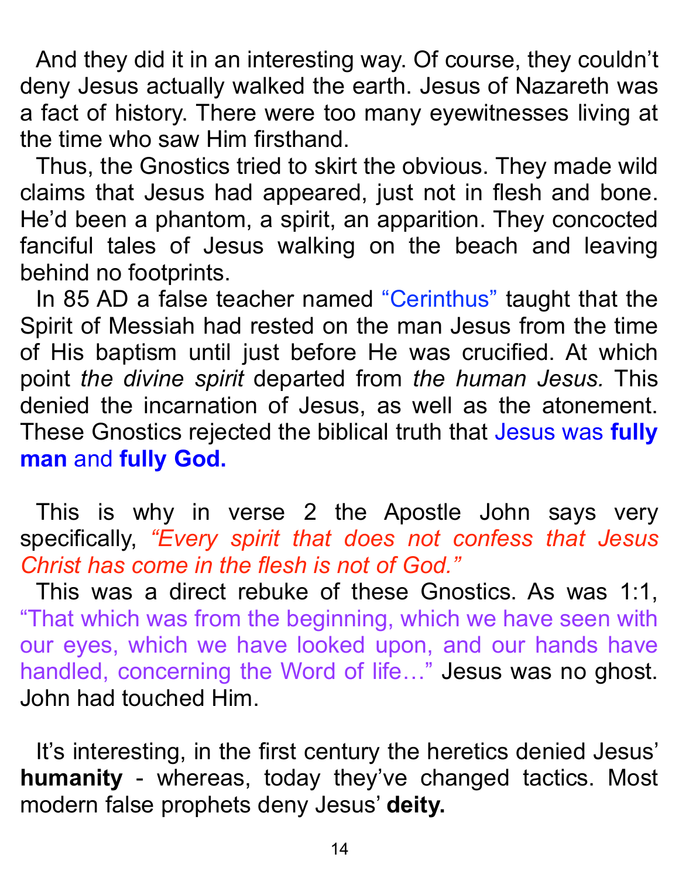And they did it in an interesting way. Of course, they couldn't deny Jesus actually walked the earth. Jesus of Nazareth was a fact of history. There were too many eyewitnesses living at the time who saw Him firsthand.

Thus, the Gnostics tried to skirt the obvious. They made wild claims that Jesus had appeared, just not in flesh and bone. He'd been a phantom, a spirit, an apparition. They concocted fanciful tales of Jesus walking on the beach and leaving behind no footprints.

In 85 AD a false teacher named "Cerinthus" taught that the Spirit of Messiah had rested on the man Jesus from the time of His baptism until just before He was crucified. At which point *the divine spirit* departed from *the human Jesus.* This denied the incarnation of Jesus, as well as the atonement. These Gnostics rejected the biblical truth that Jesus was **fully man** and **fully God.**

This is why in verse 2 the Apostle John says very specifically, *"Every spirit that does not confess that Jesus Christ has come in the flesh is not of God."*

This was a direct rebuke of these Gnostics. As was 1:1, "That which was from the beginning, which we have seen with our eyes, which we have looked upon, and our hands have handled, concerning the Word of life…" Jesus was no ghost. John had touched Him.

It's interesting, in the first century the heretics denied Jesus' **humanity** - whereas, today they've changed tactics. Most modern false prophets deny Jesus' **deity.**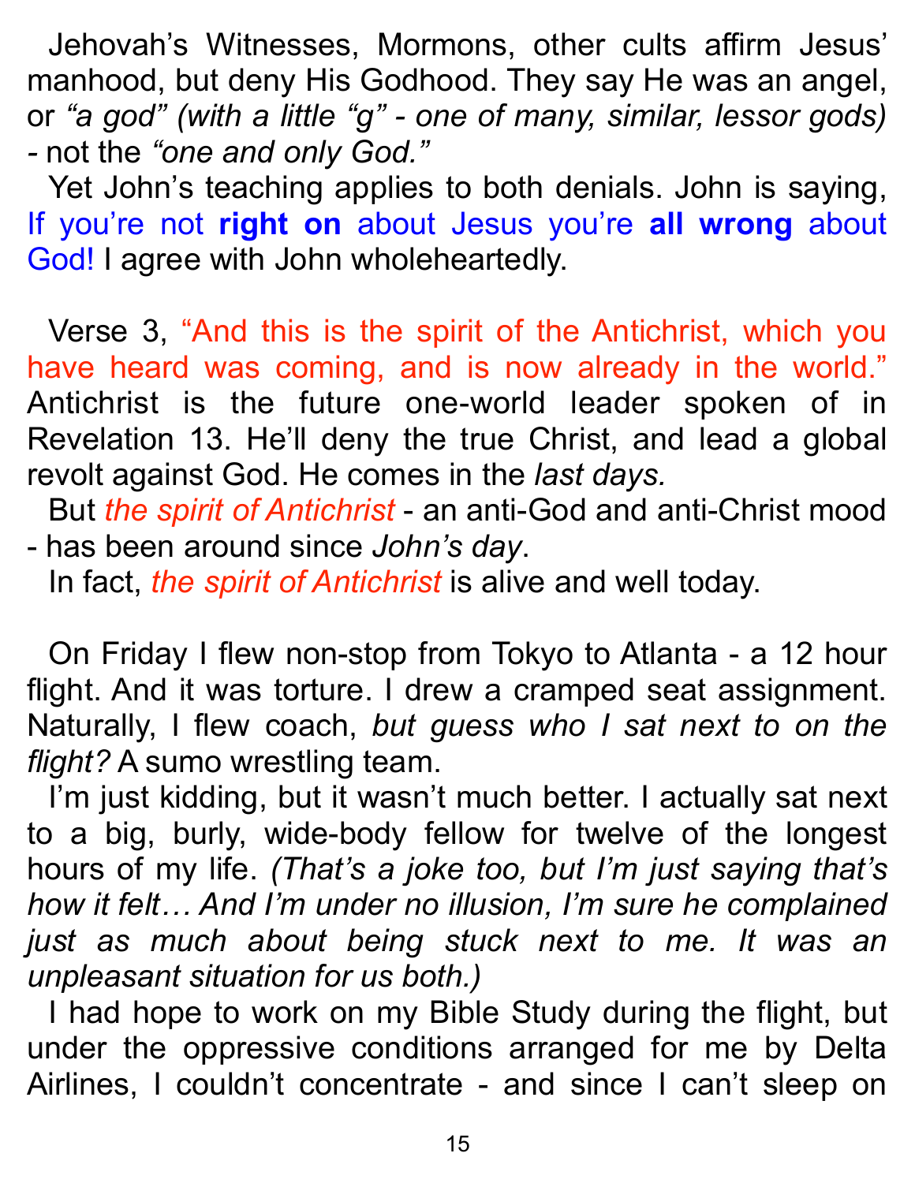Jehovah's Witnesses, Mormons, other cults affirm Jesus' manhood, but deny His Godhood. They say He was an angel, or *"a god" (with a little "g" - one of many, similar, lessor gods)* - not the *"one and only God."*

Yet John's teaching applies to both denials. John is saying, If you're not **right on** about Jesus you're **all wrong** about God! I agree with John wholeheartedly.

Verse 3, "And this is the spirit of the Antichrist, which you have heard was coming, and is now already in the world." Antichrist is the future one-world leader spoken of in Revelation 13. He'll deny the true Christ, and lead a global revolt against God. He comes in the *last days.*

But *the spirit of Antichrist* - an anti-God and anti-Christ mood - has been around since *John's day*.

In fact, *the spirit of Antichrist* is alive and well today.

On Friday I flew non-stop from Tokyo to Atlanta - a 12 hour flight. And it was torture. I drew a cramped seat assignment. Naturally, I flew coach, *but guess who I sat next to on the flight?* A sumo wrestling team.

I'm just kidding, but it wasn't much better. I actually sat next to a big, burly, wide-body fellow for twelve of the longest hours of my life. *(That's a joke too, but I'm just saying that's how it felt… And I'm under no illusion, I'm sure he complained just as much about being stuck next to me. It was an unpleasant situation for us both.)*

I had hope to work on my Bible Study during the flight, but under the oppressive conditions arranged for me by Delta Airlines, I couldn't concentrate - and since I can't sleep on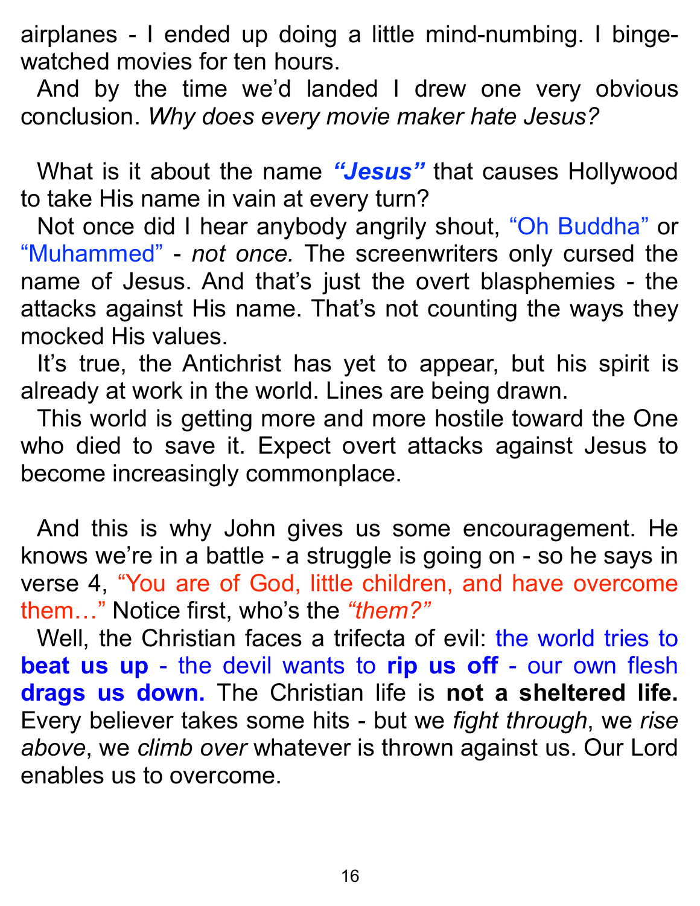airplanes - I ended up doing a little mind-numbing. I binge-watched movies for ten hours.

And by the time we'd landed I drew one very obvious conclusion. *Why does every movie maker hate Jesus?*

What is it about the name ***"Jesus"*** that causes Hollywood to take His name in vain at every turn?

Not once did I hear anybody angrily shout, "Oh Buddha" or "Muhammed" - *not once.* The screenwriters only cursed the name of Jesus. And that's just the overt blasphemies - the attacks against His name. That's not counting the ways they mocked His values.

It's true, the Antichrist has yet to appear, but his spirit is already at work in the world. Lines are being drawn.

This world is getting more and more hostile toward the One who died to save it. Expect overt attacks against Jesus to become increasingly commonplace.

And this is why John gives us some encouragement. He knows we're in a battle - a struggle is going on - so he says in verse 4, "You are of God, little children, and have overcome them…" Notice first, who's the *"them?"*

Well, the Christian faces a trifecta of evil: the world tries to **beat us up** - the devil wants to **rip us off** - our own flesh **drags us down.** The Christian life is **not a sheltered life.** Every believer takes some hits - but we *fight through*, we *rise above*, we *climb over* whatever is thrown against us. Our Lord enables us to overcome.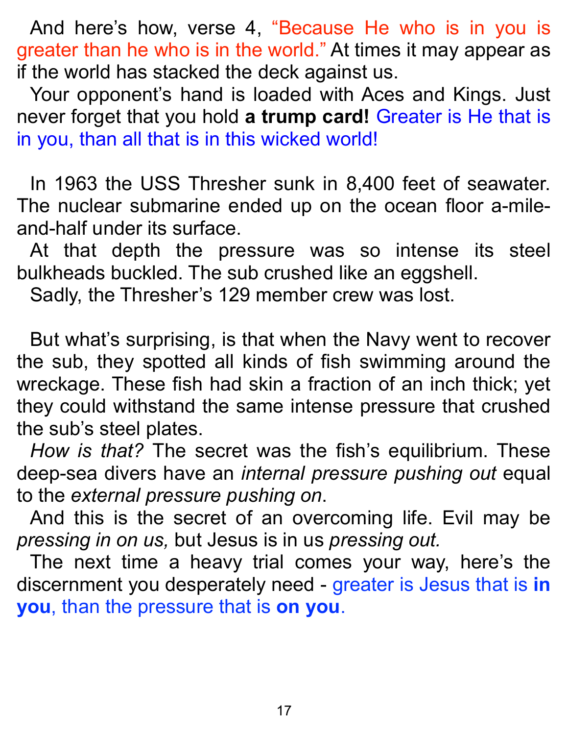And here's how, verse 4, "Because He who is in you is greater than he who is in the world." At times it may appear as if the world has stacked the deck against us.

Your opponent's hand is loaded with Aces and Kings. Just never forget that you hold **a trump card!** Greater is He that is in you, than all that is in this wicked world!

In 1963 the USS Thresher sunk in 8,400 feet of seawater. The nuclear submarine ended up on the ocean floor a-mile-and-half under its surface.

At that depth the pressure was so intense its steel bulkheads buckled. The sub crushed like an eggshell.

Sadly, the Thresher's 129 member crew was lost.

But what's surprising, is that when the Navy went to recover the sub, they spotted all kinds of fish swimming around the wreckage. These fish had skin a fraction of an inch thick; yet they could withstand the same intense pressure that crushed the sub's steel plates.

*How is that?* The secret was the fish's equilibrium. These deep-sea divers have an *internal pressure pushing out* equal to the *external pressure pushing on*.

And this is the secret of an overcoming life. Evil may be *pressing in on us,* but Jesus is in us *pressing out.*

The next time a heavy trial comes your way, here's the discernment you desperately need - greater is Jesus that is **in you**, than the pressure that is **on you**.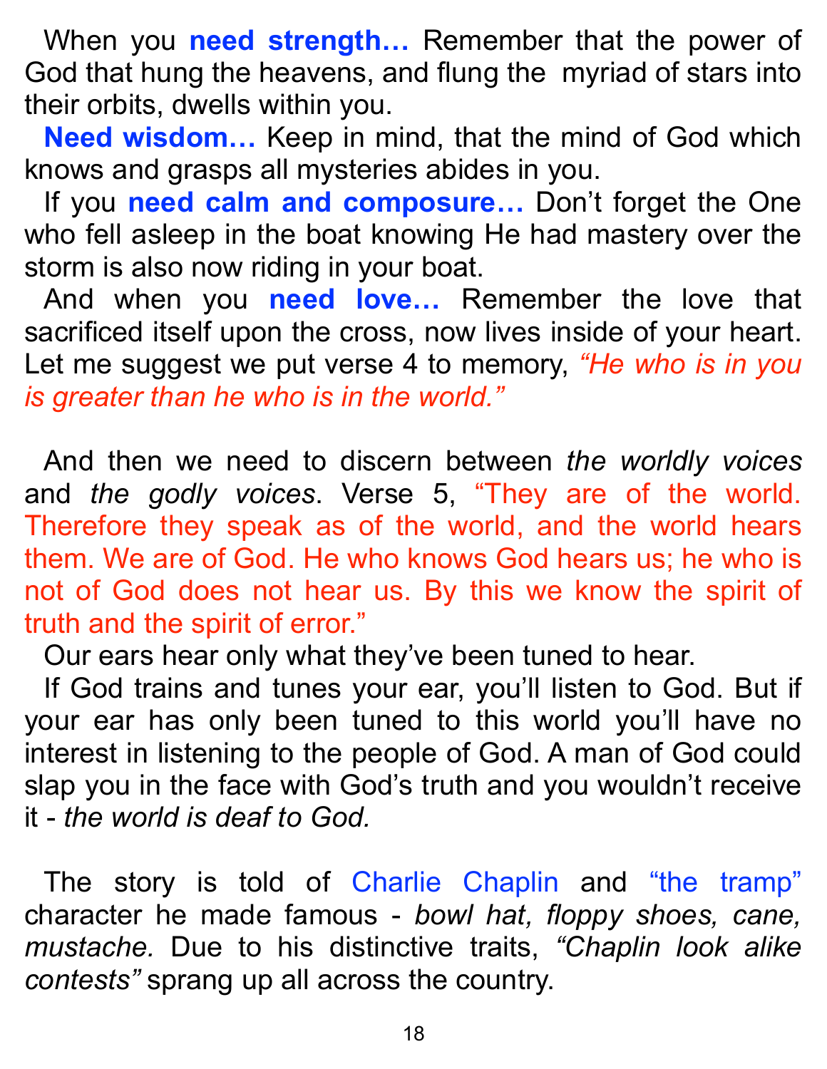When you **need strength…** Remember that the power of God that hung the heavens, and flung the myriad of stars into their orbits, dwells within you.

**Need wisdom…** Keep in mind, that the mind of God which knows and grasps all mysteries abides in you.

If you **need calm and composure…** Don't forget the One who fell asleep in the boat knowing He had mastery over the storm is also now riding in your boat.

And when you **need love…** Remember the love that sacrificed itself upon the cross, now lives inside of your heart. Let me suggest we put verse 4 to memory, *"He who is in you is greater than he who is in the world."*

And then we need to discern between *the worldly voices* and *the godly voices*. Verse 5, "They are of the world. Therefore they speak as of the world, and the world hears them. We are of God. He who knows God hears us; he who is not of God does not hear us. By this we know the spirit of truth and the spirit of error."

Our ears hear only what they've been tuned to hear.

If God trains and tunes your ear, you'll listen to God. But if your ear has only been tuned to this world you'll have no interest in listening to the people of God. A man of God could slap you in the face with God's truth and you wouldn't receive it - *the world is deaf to God.*

The story is told of Charlie Chaplin and "the tramp" character he made famous - *bowl hat, floppy shoes, cane, mustache.* Due to his distinctive traits, *"Chaplin look alike contests"* sprang up all across the country.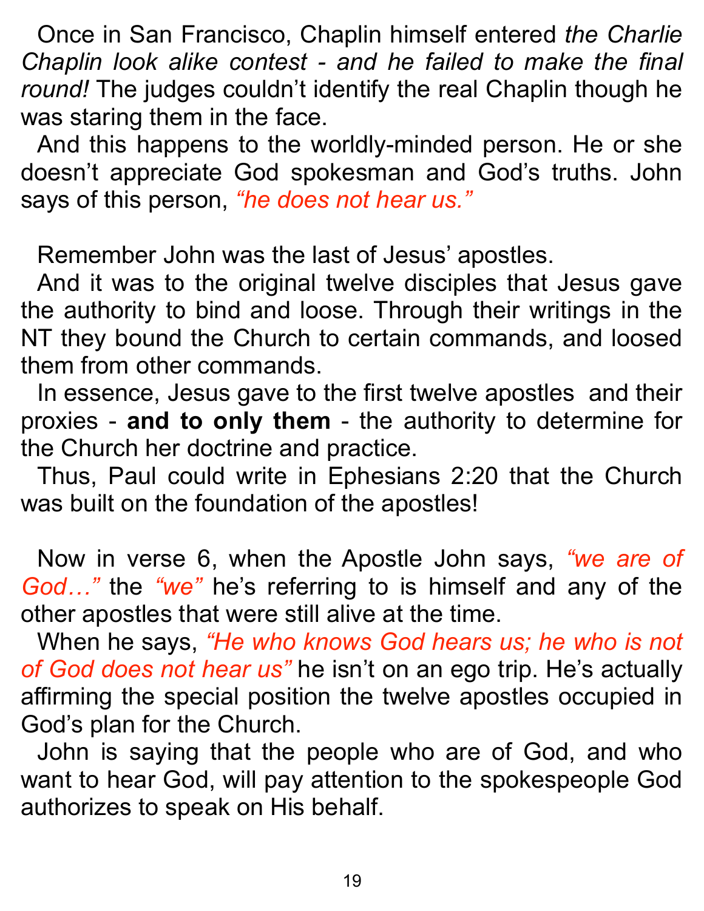Once in San Francisco, Chaplin himself entered *the Charlie Chaplin look alike contest - and he failed to make the final round!* The judges couldn't identify the real Chaplin though he was staring them in the face.

And this happens to the worldly-minded person. He or she doesn't appreciate God spokesman and God's truths. John says of this person, *"he does not hear us."*

Remember John was the last of Jesus' apostles.

And it was to the original twelve disciples that Jesus gave the authority to bind and loose. Through their writings in the NT they bound the Church to certain commands, and loosed them from other commands.

In essence, Jesus gave to the first twelve apostles and their proxies - **and to only them** - the authority to determine for the Church her doctrine and practice.

Thus, Paul could write in Ephesians 2:20 that the Church was built on the foundation of the apostles!

Now in verse 6, when the Apostle John says, *"we are of God…"* the *"we"* he's referring to is himself and any of the other apostles that were still alive at the time.

When he says, *"He who knows God hears us; he who is not of God does not hear us"* he isn't on an ego trip. He's actually affirming the special position the twelve apostles occupied in God's plan for the Church.

John is saying that the people who are of God, and who want to hear God, will pay attention to the spokespeople God authorizes to speak on His behalf.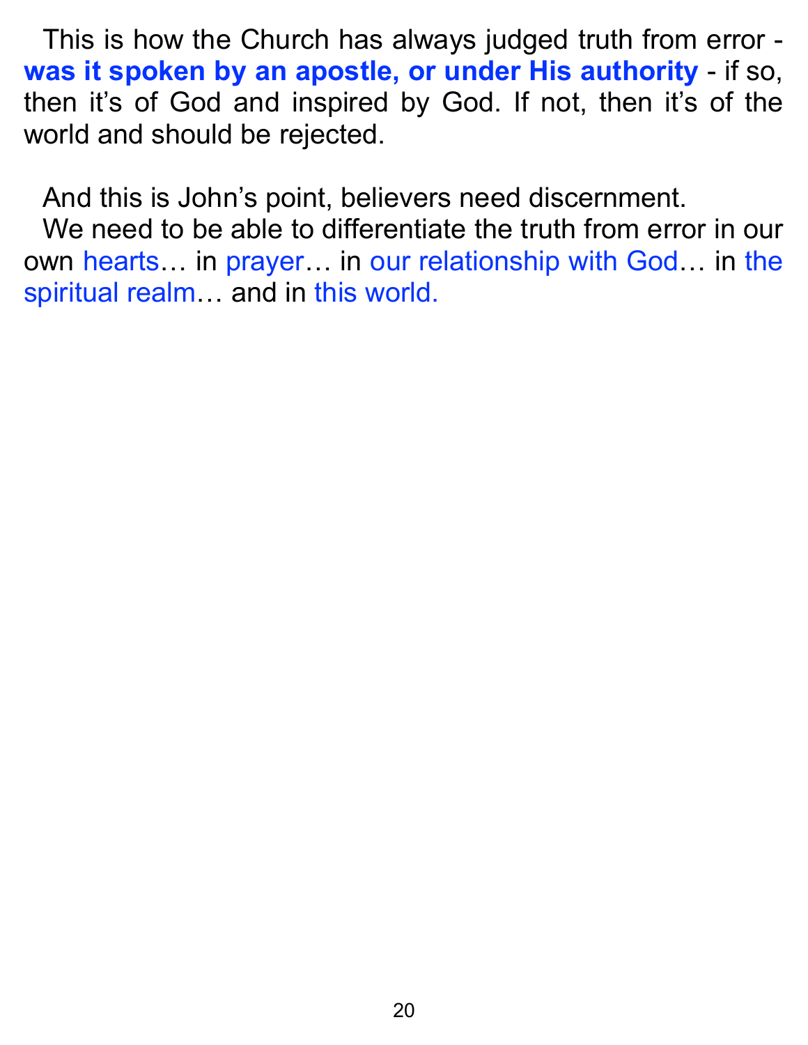This is how the Church has always judged truth from error - **was it spoken by an apostle, or under His authority** - if so, then it's of God and inspired by God. If not, then it's of the world and should be rejected.

And this is John's point, believers need discernment.

We need to be able to differentiate the truth from error in our own hearts… in prayer… in our relationship with God… in the spiritual realm… and in this world.